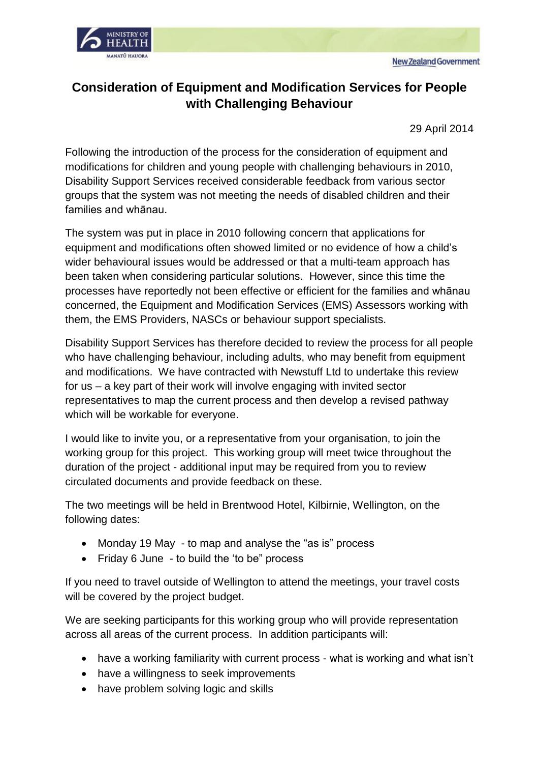# Consideration of Equipment and Modification Services for People with Challenging Behaviour

29 April 2014

Following the introduction of the process for the consideration of equipment and modifications for children and young people with challenging behaviours in 2010, Disability Support Services received considerable feedback from various sector groups that the system was not meeting the needs of disabled children and their families and whānau.

The system was put in place in 2010 following concern that applications for equipment and modifications often showed limited or no evidence of how a child's wider behavioural issues would be addressed or that a multi-team approach has been taken when considering particular solutions. However, since this time the processes have reportedly not been effective or efficient for the families and whānau concerned, the Equipment and Modification Services (EMS) Assessors working with them, the EMS Providers, NASCs or behaviour support specialists.

Disability Support Services has therefore decided to review the process for all people who have challenging behaviour, including adults, who may benefit from equipment and modifications. We have contracted with Newstuff Ltd to undertake this review for us – a key part of their work will involve engaging with invited sector representatives to map the current process and then develop a revised pathway which will be workable for everyone.

I would like to invite you, or a representative from your organisation, to join the working group for this project. This working group will meet twice throughout the duration of the project - additional input may be required from you to review circulated documents and provide feedback on these.

The two meetings will be held in Brentwood Hotel, Kilbirnie, Wellington, on the following dates:

- Monday 19 May - to map and analyse the "as is" process
- Friday 6 June - to build the 'to be" process

If you need to travel outside of Wellington to attend the meetings, your travel costs will be covered by the project budget.

We are seeking participants for this working group who will provide representation across all areas of the current process. In addition participants will:

- have a working familiarity with current process - what is working and what isn't
- have a willingness to seek improvements
- have problem solving logic and skills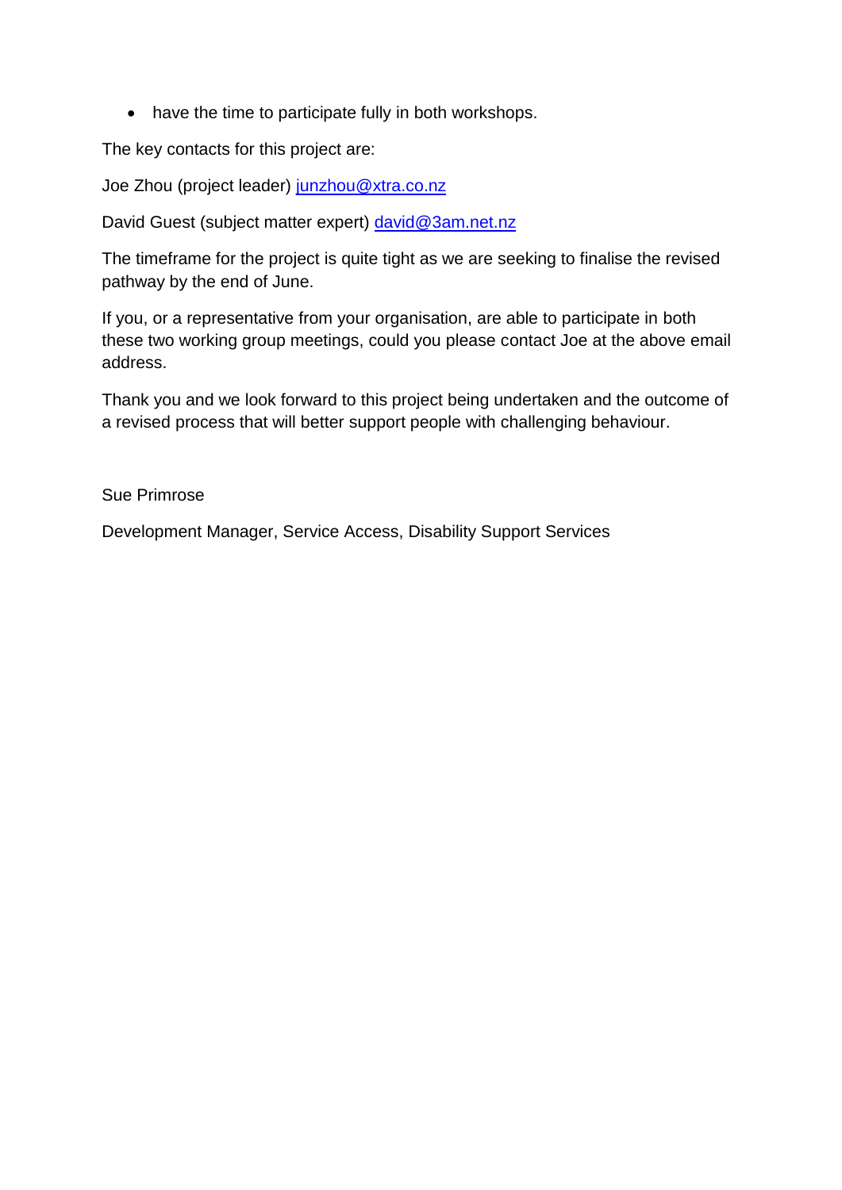- have the time to participate fully in both workshops.

The key contacts for this project are:

Joe Zhou (project leader) [junzhou@xtra.co.nz](mailto:junzhou@xtra.co.nz)

David Guest (subject matter expert) [david@3am.net.nz](mailto:david@3am.net.nz)

The timeframe for the project is quite tight as we are seeking to finalise the revised pathway by the end of June.

If you, or a representative from your organisation, are able to participate in both these two working group meetings, could you please contact Joe at the above email address.

Thank you and we look forward to this project being undertaken and the outcome of a revised process that will better support people with challenging behaviour.

Sue Primrose

Development Manager, Service Access, Disability Support Services